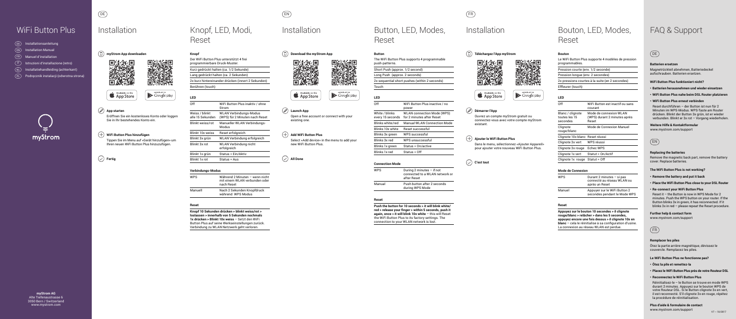# WiFi Button Plus

- DE Installationsanleitung
- EN Installation Manual
- FR Manuel d'installation
- IT Istruzioni d'installazione (retro)
- NL Installatiehandleiding (achterkant)
- PL Podręcznik instalacji (odwrotna strona)

myStrom

**myStrom AG**
Alte Tiefenaustrasse 6
3050 Bern / Switzerland
www.mystrom.com

DE

# Installation

### mySTrom App downloaden

Available on the App Store

GET IT ON Google play

### App starten

Eröffnen Sie ein kostenloses Konto oder loggen Sie in Ihr bestehendes Konto ein.

### WiFi Button Plus hinzufügen

Tippen Sie im Menu auf «Gerät hinzufügen» um Ihren neuen WiFi Button Plus hinzuzufügen.

### Fertig

# Knopf, LED, Modi, Reset

**Knopf**

Der WiFi Button Plus unterstützt 4 frei programmierbare Druck-Muster.

- Kurz gedrückt halten (ca. 1/2 Sekunde)
- Lang gedrückt halten (ca. 2 Sekunden)
- 2x kurz hintereinander drücken (innert 2 Sekunden)
- Berühren (touch)

**LED**

| | |
|---|---|
| Off | WiFi Button Plus inaktiv / ohne Strom |
| Weiss / blinkt alle 15 Sekunden | WLAN Verbindungs-Modus (WPS) für 2 Minuten nach Reset |
| Blinkt weiss/rot | Manueller WLAN Verbindungs-Modus |
| Blinkt 10x weiss | Reset erfolgreich |
| Blinkt 3x grün | WLAN Verbindung erfolgreich |
| Blinkt 3x rot | WLAN Verbindung nicht erfolgreich |
| Blinkt 1x grün | Status = Ein/Aktiv |
| Blinkt 1x rot | Status = Aus |

**Verbindungs-Modus**

| | |
|---|---|
| WPS | Während 2 Minuten – wenn nicht mit einem WLAN verbunden oder nach Reset |
| Manuell | Nach 2 Sekunden Knopfdruck während WPS Modus |

**Reset**

**Knopf 10 Sekunden drücken > blinkt weiss/rot > loslassen > innerhalb von 5 Sekunden nochmals 1x drücken > Blinkt 10x weiss** – Setzt den WiFi Button Plus auf seine Werkseinstellungen zurück. Verbindung zu WLAN Netzwerk geht verloren.

EN

# Installation

### Download the myStrom App

Available on the App Store

GET IT ON Google play

### Launch App

Open a free account or connect with your existing one.

### Add WiFi Button Plus

Select «Add device» in the menu to add your new WiFi Button Plus.

### All Done

# Button, LED, Modes, Reset

**Button**

The WiFi Button Plus supports 4 programmable push-patterns.

- Short Push (approx. 1/2 second)
- Long Push (approx. 2 seconds)
- 2x sequential short pushes (within 2 seconds)
- Touch

**LED**

| | |
|---|---|
| Off | WiFi Button Plus inactive / no power |
| White / blinks every 15 seconds | WLAN connection Mode (WPS) for 2 minutes after Reset |
| Blinks white/red | Manual WLAN Connection Mode |
| Blinks 10x white | Reset successful |
| Blinks 3x green | WPS successful |
| Blinks 3x red | WPS unsuccessful |
| Blinks 1x green | Status = On/active |
| Blinks 1x red | Status = Off |

**Connection Mode**

| | |
|---|---|
| WPS | During 2 minutes – if not connected to a WLAN network or after Reset |
| Manual | Push button after 2 seconds during WPS Mode |

**Reset**

**Push the button for 10 seconds > it will blink white/red > release your finger > within 5 seconds, push it again, once > it will blink 10x white** – this will Reset the WiFi Button Plus to its factory settings. The connection to your WLAN network is lost.

FR

# Installation

### Téléchargez l'App myStrom

Available on the App Store

GET IT ON Google play

### Démarrer l'App

Ouvrez un compte myStrom gratuit ou connectez-vous avec votre compte myStrom existant.

### Ajouter le WiFi Button Plus

Dans le menu, sélectionnez «Ajouter Appareil» pour ajouter votre nouveau WiFi Button Plus.

### C'est tout

# Bouton, LED, Modes, Reset

**Bouton**

Le WiFi Button Plus supporte 4 modèles de pression programmables.

- Pression courte (env. 1/2 seconde)
- Pression longue (env. 2 secondes)
- 2x pressions courtes à la suite (en 2 secondes)
- Effleurer (touch)

**LED**

| | |
|---|---|
| Off | WiFi Button est inactif ou sans courant |
| Blanc / clignote toutes les 15 secondes | Mode de connexion WLAN (WPS) durant 2 minutes après Reset |
| Clignote rouge/blanc | Mode de Connexion Manuel |
| Clignote 10x blanc | Reset réussi |
| Clignote 3x vert | WPS réussi |
| Clignote 3x rouge | Echec WPS |
| Clignote 1x vert | Statut = On/Actif |
| Clignote 1x rouge | Statut = Off |

**Mode de Connexion**

| | |
|---|---|
| WPS | Durant 2 minutes – si pas connecté au réseau WLAN ou après un Reset |
| Manuel | Appuyer sur le WiFi Button 2 secondes pendant le Mode WPS |

**Reset**

**Appuyez sur le bouton 10 secondes > il clignote rouge/blanc > relâcher > dans les 5 secondes, appuyez encore une fois dessus > il clignote 10x en blanc** – cela le réinitialise à sa configuration d'usine. La connexion au réseau WLAN est perdue.

# FAQ & Support

DE

**Batterien ersetzen**

Magnetrückteil abnehmen, Batteriedeckel aufschrauben. Batterien ersetzen.

**WiFi Button Plus funktioniert nicht?**

- **Batterien herausnehmen und wieder einsetzen**
- **WiFi Button Plus nahe beim DSL Router platzieren**
- **WiFi Button Plus erneut verbinden**

  Reset durchführen – der Button ist nun für 2 Minuten im WPS-Modus. WPS-Taste am Router drücken. Blinkt der Button 3x grün, ist er wieder verbunden. Blinkt er 3x rot – Vorgang wiederholen.

**Weitere Hilfe & Kontaktformular**
www.mystrom.com/support

EN

**Replacing the batteries**

Remove the magnetic back part, remove the battery cover. Replace batteries.

**The WiFi Button Plus is not working?**

- **Remove the battery and put it back**
- **Place the WiFi Button Plus close to your DSL Router**
- **Re-connect your WiFi Button Plus**

  Reset it – the Button is now in WPS Mode for 2 minutes. Push the WPS button on your router. If the Button blinks 3x in green, it has reconnected. If it blinks 3x in red – please repeat the Reset procedure.

**Further help & contact form**
www.mystrom.com/support

FR

**Remplacer les piles**

Ôtez la partie arrière magnétique, dévissez le couvercle. Remplacez les piles.

**Le WiFi Button Plus ne fonctionne pas?**

- **Ôtez la pile et remettez-la**
- **Placez le WiFi Button Plus près de votre Routeur DSL**
- **Reconnectez le WiFi Button Plus**

  Réinitialisez-le – le Button se trouve en mode WPS durant 2 minutes. Appuyez sur le bouton WPS de votre Routeur DSL. Si le Button clignote 3x en vert, il est reconnecté. S'il clignote 3x en rouge, répétez la procédure de réinitialisation.

**Plus d'aide & formulaire de contact**
www.mystrom.com/support

V7 – 10/2017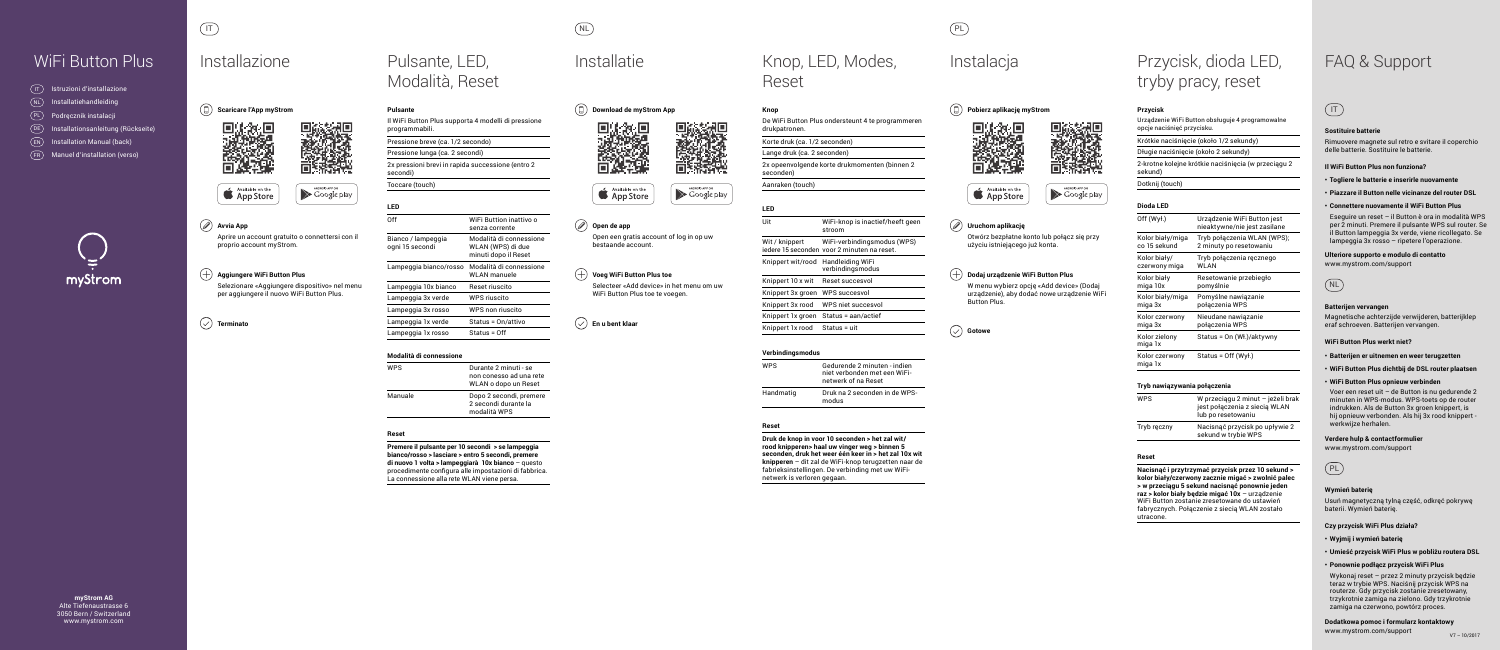# WiFi Button Plus

- (IT) Istruzioni d'installazione
- (NL) Installatiehandleiding
- (PL) Podręcznik instalacji
- (DE) Installationsanleitung (Rückseite)
- (EN) Installation Manual (back)
- (FR) Manuel d'installation (verso)

myStrom

**myStrom AG**
Alte Tiefenaustrasse 6
3050 Bern / Switzerland
www.mystrom.com

(IT)

## Installazione

**Scaricare l'App myStrom**

Available on the App Store | Google play

**Avvia App**

Aprire un account gratuito o connettersi con il proprio account myStrom.

**Aggiungere WiFi Button Plus**

Selezionare «Aggiungere dispositivo» nel menu per aggiungere il nuovo WiFi Button Plus.

**Terminato**

## Pulsante, LED, Modalità, Reset

**Pulsante**

Il WiFi Button Plus supporta 4 modelli di pressione programmabili.

| |
|---|
| Pressione breve (ca. 1/2 secondo) |
| Pressione lunga (ca. 2 secondi) |
| 2x pressioni brevi in rapida successione (entro 2 secondi) |
| Toccare (touch) |

**LED**

| | |
|---|---|
| Off | WiFi Button inattivo o senza corrente |
| Bianco / lampeggia ogni 15 secondi | Modalità di connessione WLAN (WPS) di due minuti dopo il Reset |
| Lampeggia bianco/rosso | Modalità di connessione WLAN manuele |
| Lampeggia 10x bianco | Reset riuscito |
| Lampeggia 3x verde | WPS riuscito |
| Lampeggia 3x rosso | WPS non riuscito |
| Lampeggia 1x verde | Status = On/attivo |
| Lampeggia 1x rosso | Status = Off |

**Modalità di connessione**

| | |
|---|---|
| WPS | Durante 2 minuti - se non conesso ad una rete WLAN o dopo un Reset |
| Manuale | Dopo 2 secondi, premere 2 secondi durante la modalità WPS |

**Reset**

**Premere il pulsante per 10 secondi > se lampeggia bianco/rosso > lasciare > entro 5 secondi, premere di nuovo 1 volta > lampeggiarà 10x bianco** – questo procedimente configura alle impostazioni di fabbrica. La connessione alla rete WLAN viene persa.

(NL)

## Installatie

**Download de myStrom App**

Available on the App Store | Google play

**Open de app**

Open een gratis account of log in op uw bestaande account.

**Voeg WiFi Button Plus toe**

Selecteer «Add device» in het menu om uw WiFi Button Plus toe te voegen.

**En u bent klaar**

## Knop, LED, Modes, Reset

**Knop**

De WiFi Button Plus ondersteunt 4 te programmeren drukpatronen.

| |
|---|
| Korte druk (ca. 1/2 seconden) |
| Lange druk (ca. 2 seconden) |
| 2x opeenvolgende korte drukmomenten (binnen 2 seconden) |
| Aanraken (touch) |

**LED**

| | |
|---|---|
| Uit | WiFi-knop is inactief/heeft geen stroom |
| Wit / knippert iedere 15 seconden | WiFi-verbindingsmodus (WPS) voor 2 minuten na reset. |
| Knippert wit/rood | Handleiding WiFi verbindingsmodua |
| Knippert 10x wit | Reset succesvol |
| Knippert 3x groen | WPS succesvol |
| Knippert 3x rood | WPS niet succesvol |
| Knippert 1x groen | Status = aan/actief |
| Knippert 1x rood | Status = uit |

**Verbindingsmodus**

| | |
|---|---|
| WPS | Gedurende 2 minuten - indien niet verbonden met een WiFi-netwerk of na Reset |
| Handmatig | Druk na 2 seconden in de WPS-modus |

**Reset**

**Druk de knop in voor 10 seconden > het zal wit/ rood knipperen> haal uw vinger weg > binnen 5 seconden, druk het weer één keer in > het zal 10x wit knipperen** – dit zal de WiFi-knop terugzetten naar de fabrieksinstellingen. De verbinding met uw WiFi-netwerk is verloren gegaan.

(PL)

## Instalacja

**Pobierz aplikację myStrom**

Available on the App Store | Google play

**Uruchom aplikację**

Otwórz bezpłatne konto lub połącz się przy użyciu istniejącego już konta.

**Dodaj urządzenie WiFi Button Plus**

W menu wybierz opcję «Add device» (Dodaj urządzenie), aby dodać nowe urządzenie WiFi Button Plus.

**Gotowe**

## Przycisk, dioda LED, tryby pracy, reset

**Przycisk**

Urządzenie WiFi Button obsługuje 4 programowalne opcje naciśnięć przycisku.

| |
|---|
| Krótkie naciśnięcie (około 1/2 sekundy) |
| Długie naciśnięcie (około 2 sekundy) |
| 2-krotne kolejne krótkie naciśnięcia (w przeciągu 2 sekund) |
| Dotknij (touch) |

**Dioda LED**

| | |
|---|---|
| Off (Wył.) | Urządzenie WiFi Button jest nieaktywne/nie jest zasilane |
| Kolor biały/miga co 15 sekund | Tryb połączenia WLAN (WPS); 2 minuty po resetowaniu |
| Kolor biały/czerwony miga | Tryb połączenia ręcznego WLAN |
| Kolor biały miga 10x | Resetowanie przebiegło pomyślnie |
| Kolor biały/miga miga 3x | Pomyślne nawiązanie połączenia WPS |
| Kolor czerwony miga 3x | Nieudane nawiązanie połączenia WPS |
| Kolor zielony miga 1x | Status = On (Wł.)/aktywny |
| Kolor czerwony miga 1x | Status = Off (Wył.) |

**Tryb nawiązywania połączenia**

| | |
|---|---|
| WPS | W przeciągu 2 minut – jeżeli brak jest połączenia z siecią WLAN lub po resetowaniu |
| Tryb ręczny | Nacisnąć przycisk po upływie 2 sekund w trybie WPS |

**Reset**

**Nacisnąć i przytrzymać przycisk przez 10 sekund > kolor biały/czerwony zacznie migać > zwolnić palec > w przeciągu 5 sekund nacisnąć ponownie jeden raz > kolor biały będzie migać 10x** – urządzenie WiFi Button zostanie zresetowane do ustawień fabrycznych. Połączenie z siecią WLAN zostało utracone.

# FAQ & Support

(IT)

**Sostituire batterie**

Rimuovere magnete sul retro e svitare il coperchio delle batterie. Sostituire le batterie.

**Il WiFi Button Plus non funziona?**

- **Togliere le batterie e inserirle nuovamente**
- **Piazzare il Button nelle vicinanze del router DSL**
- **Connettere nuovamente il WiFi Button Plus**

  Eseguire un reset – il Button è ora in modalità WPS per 2 minuti. Premere il pulsante WPS sul router. Se Il Button lampeggia 3x verde, viene ricollegato. Se lampeggia 3x rosso – ripetere l'operazione.

**Ulteriore supporto e modulo di contatto**
www.mystrom.com/support

(NL)

**Batterijen vervangen**

Magnetische achterzijde verwijderen, batterijklep eraf schroeven. Batterijen vervangen.

**WiFi Button Plus werkt niet?**

- **Batterijen er uitnemen en weer terugzetten**
- **WiFi Button Plus dichtbij de DSL router plaatsen**
- **WiFi Button Plus opnieuw verbinden**

  Voer een reset uit – de Button is nu gedurende 2 minuten in WPS-modus. WPS-toets op de router indrukken. Als de Button 3x groen knippert, is hij opnieuw verbonden. Als hij 3x rood knippert - werkwijze herhalen.

**Verdere hulp & contactformulier**
www.mystrom.com/support

(PL)

**Wymień baterię**

Usuń magnetyczną tylną część, odkręć pokrywę baterii. Wymień baterię.

**Czy przycisk WiFi Plus działa?**

- **Wyjmij i wymień baterię**
- **Umieść przycisk WiFi Plus w pobliżu routera DSL**
- **Ponownie podłącz przycisk WiFi Plus**

  Wykonaj reset – przez 2 minuty przycisk będzie teraz w trybie WPS. Naciśnij przycisk WPS na routerze. Gdy przycisk zostanie zresetowany, trzykrotnie zamiga na zielono. Gdy trzykrotnie zamiga na czerwono, powtórz proces.

**Dodatkowa pomoc i formularz kontaktowy**
www.mystrom.com/support

V7 – 10/2017